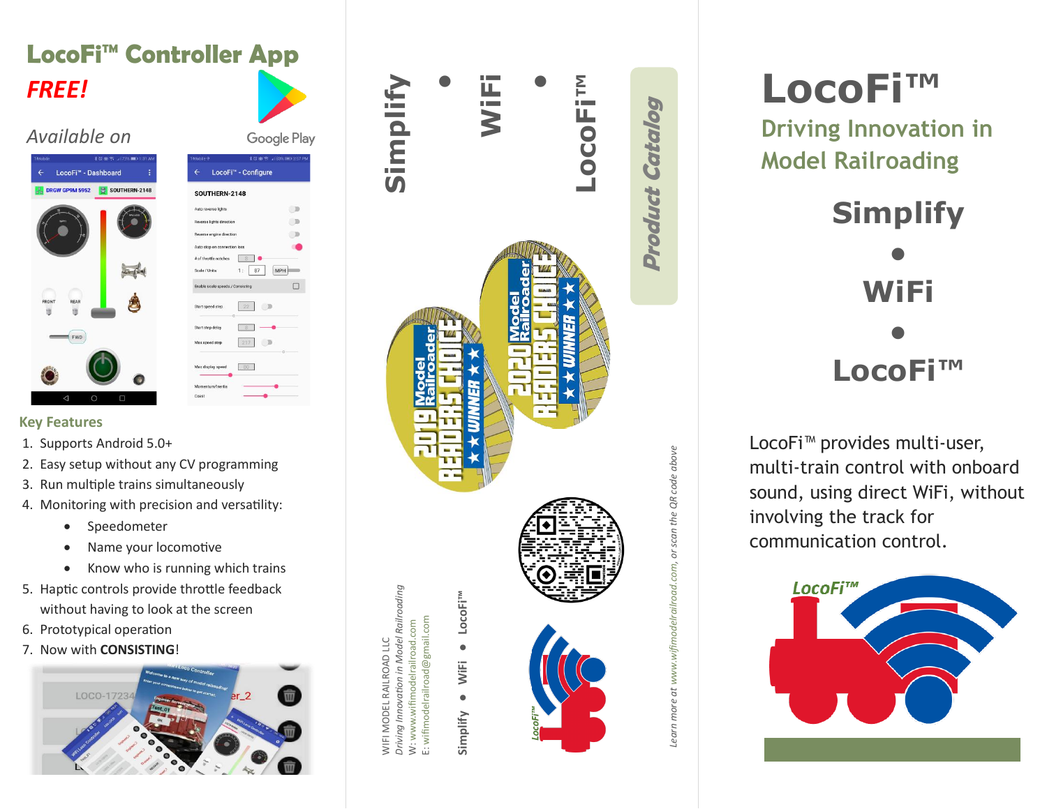# LocoFi™ Controller App

***FREE!***

*Available on* Google Play

## Key Features

1. Supports Android 5.0+
2. Easy setup without any CV programming
3. Run multiple trains simultaneously
4. Monitoring with precision and versatility:
   - Speedometer
   - Name your locomotive
   - Know who is running which trains
5. Haptic controls provide throttle feedback without having to look at the screen
6. Prototypical operation
7. Now with **CONSISTING**!

Simplify • WiFi • LocoFi™

***Product Catalog***

WIFI MODEL RAILROAD LLC
*Driving Innovation in Model Railroading*
W: www.wifimodelrailroad.com
E: wifimodelrailroad@gmail.com

Simplify • WiFi • LocoFi™

*Learn more at www.wifimodelrailroad.com, or scan the QR code above*

# LocoFi™

## Driving Innovation in Model Railroading

**Simplify**

**•**

**WiFi**

**•**

**LocoFi™**

LocoFi™ provides multi-user, multi-train control with onboard sound, using direct WiFi, without involving the track for communication control.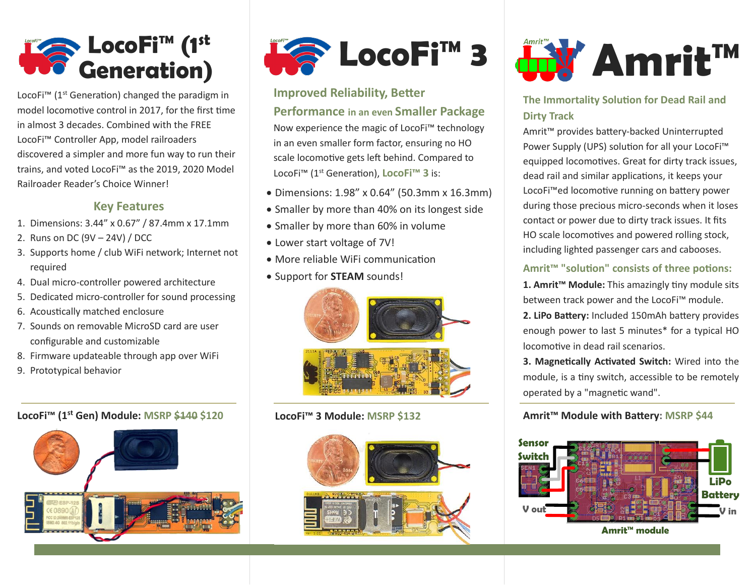# LocoFi™ (1st Generation)

LocoFi™ (1st Generation) changed the paradigm in model locomotive control in 2017, for the first time in almost 3 decades. Combined with the FREE LocoFi™ Controller App, model railroaders discovered a simpler and more fun way to run their trains, and voted LocoFi™ as the 2019, 2020 Model Railroader Reader's Choice Winner!

## Key Features

1. Dimensions: 3.44" x 0.67" / 87.4mm x 17.1mm
2. Runs on DC (9V – 24V) / DCC
3. Supports home / club WiFi network; Internet not required
4. Dual micro-controller powered architecture
5. Dedicated micro-controller for sound processing
6. Acoustically matched enclosure
7. Sounds on removable MicroSD card are user configurable and customizable
8. Firmware updateable through app over WiFi
9. Prototypical behavior

**LocoFi™ (1st Gen) Module: MSRP ~~$140~~ $120**

# LocoFi™ 3

## Improved Reliability, Better Performance in an even Smaller Package

Now experience the magic of LocoFi™ technology in an even smaller form factor, ensuring no HO scale locomotive gets left behind. Compared to LocoFi™ (1st Generation), **LocoFi™ 3** is:

- Dimensions: 1.98" x 0.64" (50.3mm x 16.3mm)
- Smaller by more than 40% on its longest side
- Smaller by more than 60% in volume
- Lower start voltage of 7V!
- More reliable WiFi communication
- Support for **STEAM** sounds!

**LocoFi™ 3 Module: MSRP $132**

# Amrit™

## The Immortality Solution for Dead Rail and Dirty Track

Amrit™ provides battery-backed Uninterrupted Power Supply (UPS) solution for all your LocoFi™ equipped locomotives. Great for dirty track issues, dead rail and similar applications, it keeps your LocoFi™ed locomotive running on battery power during those precious micro-seconds when it loses contact or power due to dirty track issues. It fits HO scale locomotives and powered rolling stock, including lighted passenger cars and cabooses.

## Amrit™ "solution" consists of three potions:

**1. Amrit™ Module:** This amazingly tiny module sits between track power and the LocoFi™ module.

**2. LiPo Battery:** Included 150mAh battery provides enough power to last 5 minutes* for a typical HO locomotive in dead rail scenarios.

**3. Magnetically Activated Switch:** Wired into the module, is a tiny switch, accessible to be remotely operated by a "magnetic wand".

**Amrit™ Module with Battery: MSRP $44**

Sensor Switch
V out
LiPo Battery
V in
Amrit™ module